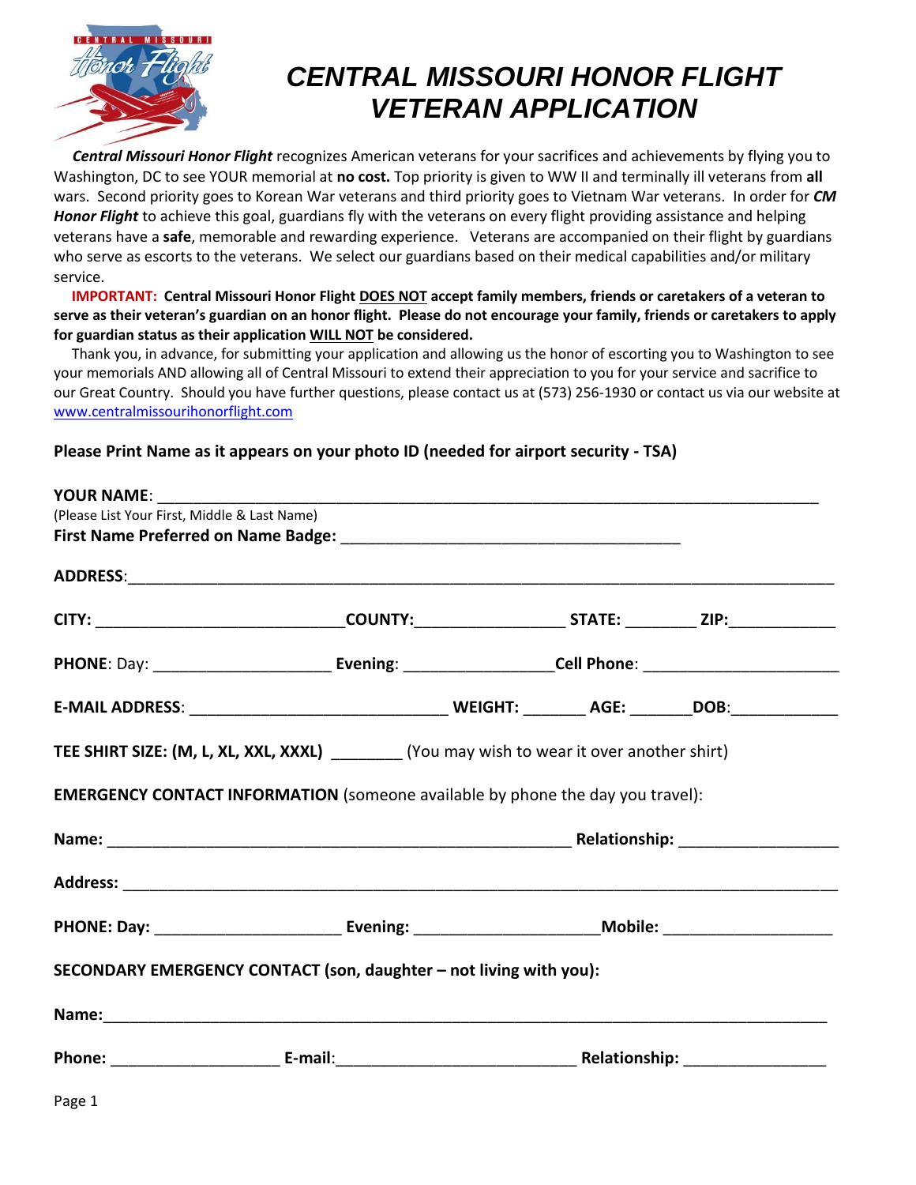# CENTRAL MISSOURI HONOR FLIGHT VETERAN APPLICATION

***Central Missouri Honor Flight*** recognizes American veterans for your sacrifices and achievements by flying you to Washington, DC to see YOUR memorial at **no cost.** Top priority is given to WW II and terminally ill veterans from **all** wars. Second priority goes to Korean War veterans and third priority goes to Vietnam War veterans. In order for ***CM Honor Flight*** to achieve this goal, guardians fly with the veterans on every flight providing assistance and helping veterans have a **safe**, memorable and rewarding experience. Veterans are accompanied on their flight by guardians who serve as escorts to the veterans. We select our guardians based on their medical capabilities and/or military service.

**IMPORTANT: Central Missouri Honor Flight DOES NOT accept family members, friends or caretakers of a veteran to serve as their veteran's guardian on an honor flight. Please do not encourage your family, friends or caretakers to apply for guardian status as their application WILL NOT be considered.**

Thank you, in advance, for submitting your application and allowing us the honor of escorting you to Washington to see your memorials AND allowing all of Central Missouri to extend their appreciation to you for your service and sacrifice to our Great Country. Should you have further questions, please contact us at (573) 256-1930 or contact us via our website at www.centralmissourihonorflight.com

**Please Print Name as it appears on your photo ID (needed for airport security - TSA)**

**YOUR NAME**: ___________________________________________________________________________
(Please List Your First, Middle & Last Name)

**First Name Preferred on Name Badge:** ______________________________________

**ADDRESS**:_________________________________________________________________________________

**CITY:** ____________________________**COUNTY:**_________________ **STATE:** ________ **ZIP:**____________

**PHONE**: Day: ____________________ **Evening**: _________________**Cell Phone**: ______________________

**E-MAIL ADDRESS**: _____________________________ **WEIGHT:** _______ **AGE:** _______**DOB**:____________

**TEE SHIRT SIZE: (M, L, XL, XXL, XXXL)** ________ (You may wish to wear it over another shirt)

**EMERGENCY CONTACT INFORMATION** (someone available by phone the day you travel):

**Name:** _____________________________________________________ **Relationship:** __________________

**Address:** _________________________________________________________________________________

**PHONE: Day:** _____________________ **Evening:** _____________________**Mobile:** ___________________

**SECONDARY EMERGENCY CONTACT (son, daughter – not living with you):**

**Name:**____________________________________________________________________________________

**Phone:** ___________________ **E-mail**:____________________________ **Relationship:** ________________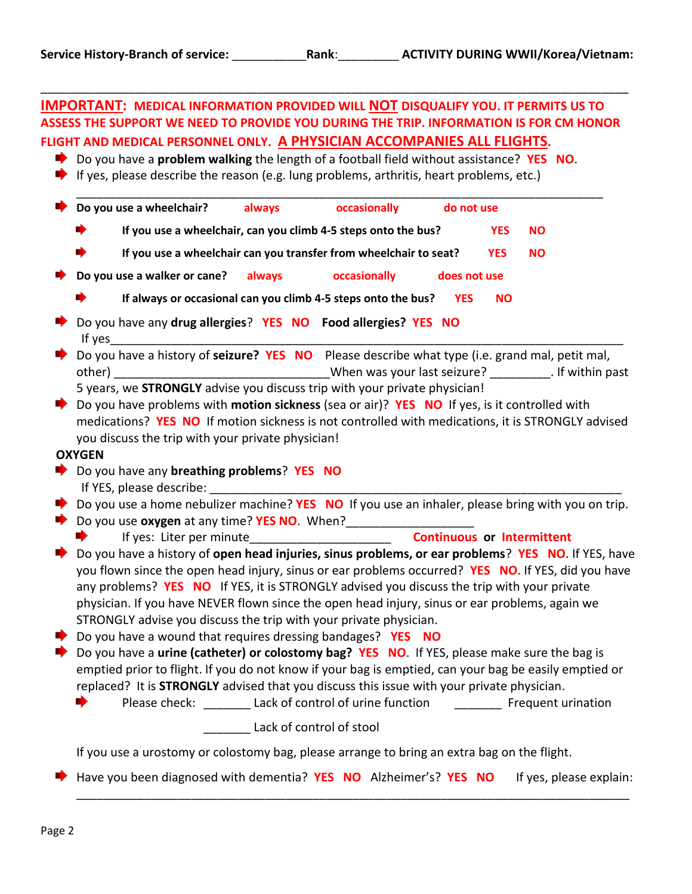**Service History-Branch of service:** ___________**Rank**:_________ **ACTIVITY DURING WWII/Korea/Vietnam:**

_____________________________________________________________________________________

**IMPORTANT: MEDICAL INFORMATION PROVIDED WILL NOT DISQUALIFY YOU. IT PERMITS US TO ASSESS THE SUPPORT WE NEED TO PROVIDE YOU DURING THE TRIP. INFORMATION IS FOR CM HONOR FLIGHT AND MEDICAL PERSONNEL ONLY. A PHYSICIAN ACCOMPANIES ALL FLIGHTS.**

- Do you have a **problem walking** the length of a football field without assistance? **YES NO**.
- If yes, please describe the reason (e.g. lung problems, arthritis, heart problems, etc.)

  _____________________________________________________________________________
- **Do you use a wheelchair? always occasionally do not use**
  - **If you use a wheelchair, can you climb 4-5 steps onto the bus? YES NO**
  - **If you use a wheelchair can you transfer from wheelchair to seat? YES NO**
- **Do you use a walker or cane? always occasionally does not use**
  - **If always or occasional can you climb 4-5 steps onto the bus? YES NO**
- Do you have any **drug allergies**? **YES NO** **Food allergies? YES NO**

  If yes_____________________________________________________________________________
- Do you have a history of **seizure? YES NO** Please describe what type (i.e. grand mal, petit mal, other) ________________________________When was your last seizure? _________. If within past 5 years, we **STRONGLY** advise you discuss trip with your private physician!
- Do you have problems with **motion sickness** (sea or air)? **YES NO** If yes, is it controlled with medications? **YES NO** If motion sickness is not controlled with medications, it is STRONGLY advised you discuss the trip with your private physician!

**OXYGEN**

- Do you have any **breathing problems**? **YES NO**

  If YES, please describe: ___________________________________________________________
- Do you use a home nebulizer machine? **YES NO** If you use an inhaler, please bring with you on trip.
- Do you use **oxygen** at any time? **YES NO**. When?___________________
  - If yes: Liter per minute_____________________ **Continuous or Intermittent**
- Do you have a history of **open head injuries, sinus problems, or ear problems**? **YES NO**. If YES, have you flown since the open head injury, sinus or ear problems occurred? **YES NO**. If YES, did you have any problems? **YES NO** If YES, it is STRONGLY advised you discuss the trip with your private physician. If you have NEVER flown since the open head injury, sinus or ear problems, again we STRONGLY advise you discuss the trip with your private physician.
- Do you have a wound that requires dressing bandages? **YES NO**
- Do you have a **urine (catheter) or colostomy bag? YES NO**. If YES, please make sure the bag is emptied prior to flight. If you do not know if your bag is emptied, can your bag be easily emptied or replaced? It is **STRONGLY** advised that you discuss this issue with your private physician.
  - Please check: _______ Lack of control of urine function _______ Frequent urination

    _______ Lack of control of stool

  If you use a urostomy or colostomy bag, please arrange to bring an extra bag on the flight.

- Have you been diagnosed with dementia? **YES NO** Alzheimer's? **YES NO** If yes, please explain:

  _____________________________________________________________________________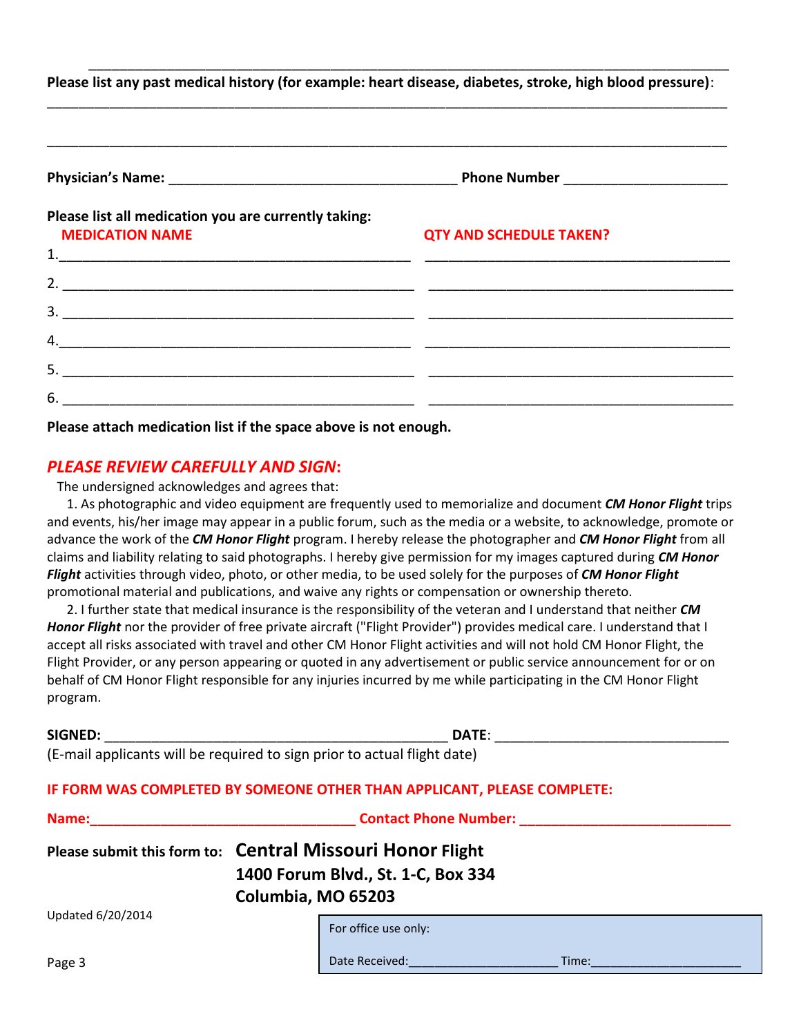_______________________________________________________________________________

**Please list any past medical history (for example: heart disease, diabetes, stroke, high blood pressure)**:

_______________________________________________________________________________

_______________________________________________________________________________

**Physician's Name:** ______________________________________ **Phone Number** ____________________

**Please list all medication you are currently taking:**

| MEDICATION NAME | QTY AND SCHEDULE TAKEN? |
|---|---|
| 1.____________________________________________ | ________________________________________ |
| 2. ____________________________________________ | ________________________________________ |
| 3. ____________________________________________ | ________________________________________ |
| 4.____________________________________________ | ________________________________________ |
| 5. ____________________________________________ | ________________________________________ |
| 6. ____________________________________________ | ________________________________________ |

**Please attach medication list if the space above is not enough.**

## *PLEASE REVIEW CAREFULLY AND SIGN*:

The undersigned acknowledges and agrees that:

1. As photographic and video equipment are frequently used to memorialize and document ***CM Honor Flight*** trips and events, his/her image may appear in a public forum, such as the media or a website, to acknowledge, promote or advance the work of the ***CM Honor Flight*** program. I hereby release the photographer and ***CM Honor Flight*** from all claims and liability relating to said photographs. I hereby give permission for my images captured during ***CM Honor Flight*** activities through video, photo, or other media, to be used solely for the purposes of ***CM Honor Flight*** promotional material and publications, and waive any rights or compensation or ownership thereto.

2. I further state that medical insurance is the responsibility of the veteran and I understand that neither ***CM Honor Flight*** nor the provider of free private aircraft ("Flight Provider") provides medical care. I understand that I accept all risks associated with travel and other CM Honor Flight activities and will not hold CM Honor Flight, the Flight Provider, or any person appearing or quoted in any advertisement or public service announcement for or on behalf of CM Honor Flight responsible for any injuries incurred by me while participating in the CM Honor Flight program.

**SIGNED:** ____________________________________________ **DATE**: ______________________________

(E-mail applicants will be required to sign prior to actual flight date)

**IF FORM WAS COMPLETED BY SOMEONE OTHER THAN APPLICANT, PLEASE COMPLETE:**

**Name:**__________________________________ **Contact Phone Number:** ___________________________

**Please submit this form to:** **Central Missouri Honor Flight**
**1400 Forum Blvd., St. 1-C, Box 334**
**Columbia, MO 65203**

Updated 6/20/2014

For office use only:

Date Received:______________________ Time:______________________